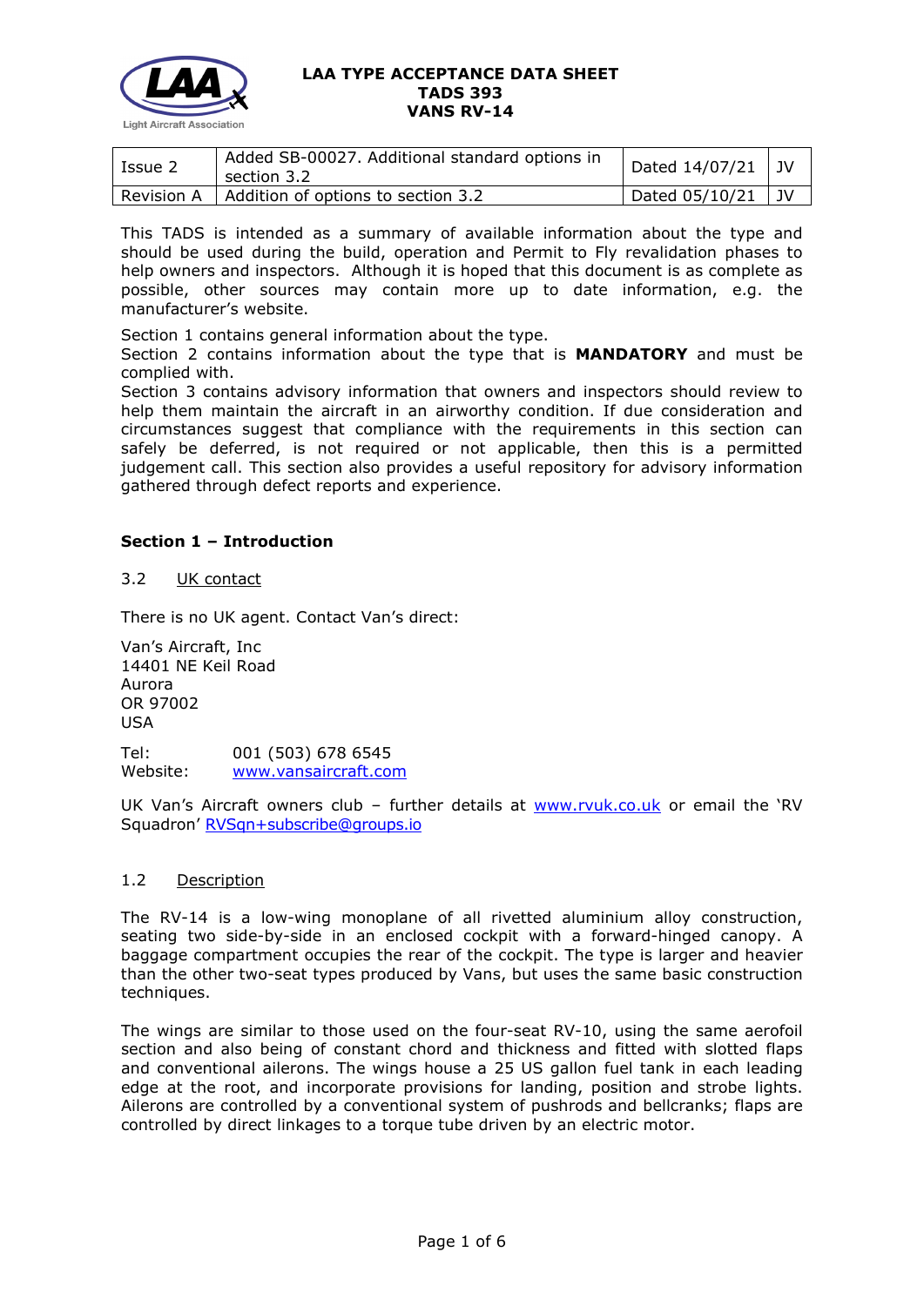**LAA TYPE ACCEPTANCE DATA SHEET**
**TADS 393**
**VANS RV-14**

| Issue 2 | Added SB-00027. Additional standard options in section 3.2 | Dated 14/07/21 | JV |
|---|---|---|---|
| Revision A | Addition of options to section 3.2 | Dated 05/10/21 | JV |

This TADS is intended as a summary of available information about the type and should be used during the build, operation and Permit to Fly revalidation phases to help owners and inspectors. Although it is hoped that this document is as complete as possible, other sources may contain more up to date information, e.g. the manufacturer's website.

Section 1 contains general information about the type.
Section 2 contains information about the type that is **MANDATORY** and must be complied with.
Section 3 contains advisory information that owners and inspectors should review to help them maintain the aircraft in an airworthy condition. If due consideration and circumstances suggest that compliance with the requirements in this section can safely be deferred, is not required or not applicable, then this is a permitted judgement call. This section also provides a useful repository for advisory information gathered through defect reports and experience.

## Section 1 – Introduction

### 3.2 UK contact

There is no UK agent. Contact Van's direct:

Van's Aircraft, Inc
14401 NE Keil Road
Aurora
OR 97002
USA

Tel: 001 (503) 678 6545
Website: www.vansaircraft.com

UK Van's Aircraft owners club – further details at www.rvuk.co.uk or email the 'RV Squadron' RVSqn+subscribe@groups.io

### 1.2 Description

The RV-14 is a low-wing monoplane of all rivetted aluminium alloy construction, seating two side-by-side in an enclosed cockpit with a forward-hinged canopy. A baggage compartment occupies the rear of the cockpit. The type is larger and heavier than the other two-seat types produced by Vans, but uses the same basic construction techniques.

The wings are similar to those used on the four-seat RV-10, using the same aerofoil section and also being of constant chord and thickness and fitted with slotted flaps and conventional ailerons. The wings house a 25 US gallon fuel tank in each leading edge at the root, and incorporate provisions for landing, position and strobe lights. Ailerons are controlled by a conventional system of pushrods and bellcranks; flaps are controlled by direct linkages to a torque tube driven by an electric motor.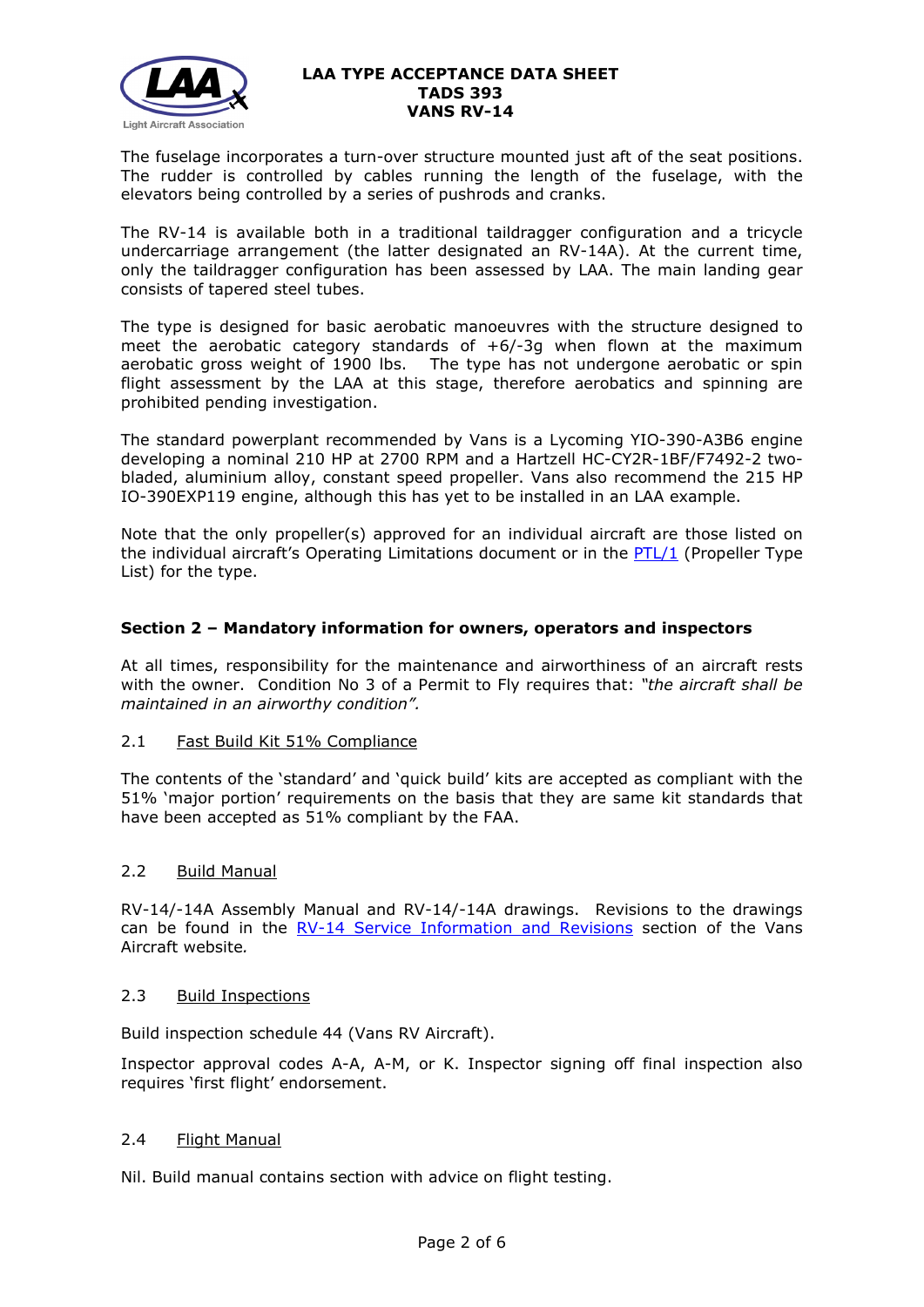The fuselage incorporates a turn-over structure mounted just aft of the seat positions. The rudder is controlled by cables running the length of the fuselage, with the elevators being controlled by a series of pushrods and cranks.

The RV-14 is available both in a traditional taildragger configuration and a tricycle undercarriage arrangement (the latter designated an RV-14A). At the current time, only the taildragger configuration has been assessed by LAA. The main landing gear consists of tapered steel tubes.

The type is designed for basic aerobatic manoeuvres with the structure designed to meet the aerobatic category standards of +6/-3g when flown at the maximum aerobatic gross weight of 1900 lbs. The type has not undergone aerobatic or spin flight assessment by the LAA at this stage, therefore aerobatics and spinning are prohibited pending investigation.

The standard powerplant recommended by Vans is a Lycoming YIO-390-A3B6 engine developing a nominal 210 HP at 2700 RPM and a Hartzell HC-CY2R-1BF/F7492-2 two-bladed, aluminium alloy, constant speed propeller. Vans also recommend the 215 HP IO-390EXP119 engine, although this has yet to be installed in an LAA example.

Note that the only propeller(s) approved for an individual aircraft are those listed on the individual aircraft's Operating Limitations document or in the PTL/1 (Propeller Type List) for the type.

## Section 2 – Mandatory information for owners, operators and inspectors

At all times, responsibility for the maintenance and airworthiness of an aircraft rests with the owner. Condition No 3 of a Permit to Fly requires that: *"the aircraft shall be maintained in an airworthy condition".*

### 2.1 Fast Build Kit 51% Compliance

The contents of the 'standard' and 'quick build' kits are accepted as compliant with the 51% 'major portion' requirements on the basis that they are same kit standards that have been accepted as 51% compliant by the FAA.

### 2.2 Build Manual

RV-14/-14A Assembly Manual and RV-14/-14A drawings. Revisions to the drawings can be found in the RV-14 Service Information and Revisions section of the Vans Aircraft website.

### 2.3 Build Inspections

Build inspection schedule 44 (Vans RV Aircraft).

Inspector approval codes A-A, A-M, or K. Inspector signing off final inspection also requires 'first flight' endorsement.

### 2.4 Flight Manual

Nil. Build manual contains section with advice on flight testing.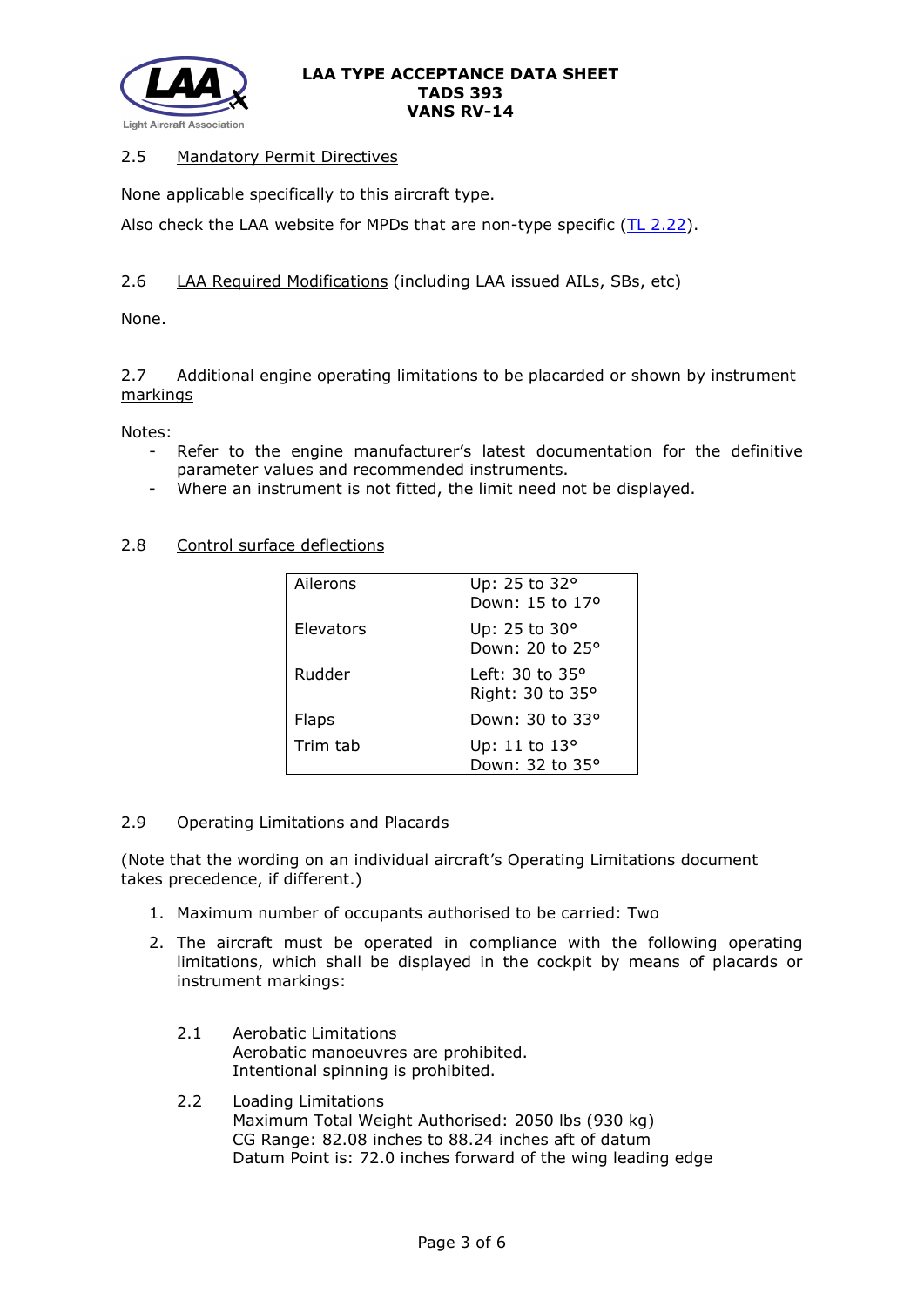### 2.5 Mandatory Permit Directives

None applicable specifically to this aircraft type.

Also check the LAA website for MPDs that are non-type specific (TL 2.22).

### 2.6 LAA Required Modifications (including LAA issued AILs, SBs, etc)

None.

### 2.7 Additional engine operating limitations to be placarded or shown by instrument markings

Notes:

- Refer to the engine manufacturer's latest documentation for the definitive parameter values and recommended instruments.
- Where an instrument is not fitted, the limit need not be displayed.

### 2.8 Control surface deflections

| | |
|---|---|
| Ailerons | Up: 25 to 32°<br>Down: 15 to 17° |
| Elevators | Up: 25 to 30°<br>Down: 20 to 25° |
| Rudder | Left: 30 to 35°<br>Right: 30 to 35° |
| Flaps | Down: 30 to 33° |
| Trim tab | Up: 11 to 13°<br>Down: 32 to 35° |

### 2.9 Operating Limitations and Placards

(Note that the wording on an individual aircraft's Operating Limitations document takes precedence, if different.)

1. Maximum number of occupants authorised to be carried: Two
2. The aircraft must be operated in compliance with the following operating limitations, which shall be displayed in the cockpit by means of placards or instrument markings:

   2.1 Aerobatic Limitations
   Aerobatic manoeuvres are prohibited.
   Intentional spinning is prohibited.

   2.2 Loading Limitations
   Maximum Total Weight Authorised: 2050 lbs (930 kg)
   CG Range: 82.08 inches to 88.24 inches aft of datum
   Datum Point is: 72.0 inches forward of the wing leading edge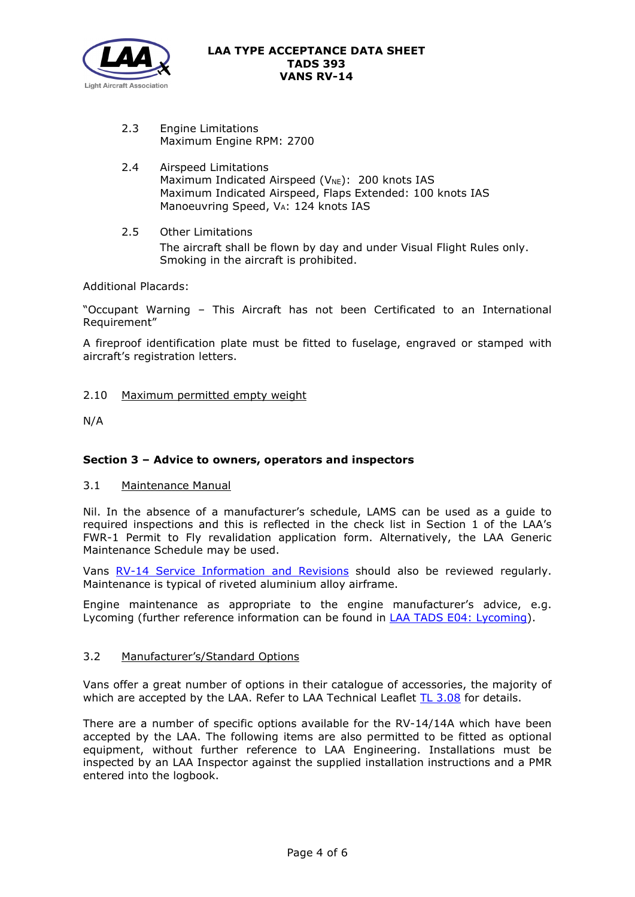2.3 Engine Limitations
Maximum Engine RPM: 2700

2.4 Airspeed Limitations
Maximum Indicated Airspeed ($V_{NE}$): 200 knots IAS
Maximum Indicated Airspeed, Flaps Extended: 100 knots IAS
Manoeuvring Speed, $V_A$: 124 knots IAS

2.5 Other Limitations
The aircraft shall be flown by day and under Visual Flight Rules only.
Smoking in the aircraft is prohibited.

Additional Placards:

"Occupant Warning – This Aircraft has not been Certificated to an International Requirement"

A fireproof identification plate must be fitted to fuselage, engraved or stamped with aircraft's registration letters.

2.10 Maximum permitted empty weight

N/A

## Section 3 – Advice to owners, operators and inspectors

3.1 Maintenance Manual

Nil. In the absence of a manufacturer's schedule, LAMS can be used as a guide to required inspections and this is reflected in the check list in Section 1 of the LAA's FWR-1 Permit to Fly revalidation application form. Alternatively, the LAA Generic Maintenance Schedule may be used.

Vans RV-14 Service Information and Revisions should also be reviewed regularly. Maintenance is typical of riveted aluminium alloy airframe.

Engine maintenance as appropriate to the engine manufacturer's advice, e.g. Lycoming (further reference information can be found in LAA TADS E04: Lycoming).

3.2 Manufacturer's/Standard Options

Vans offer a great number of options in their catalogue of accessories, the majority of which are accepted by the LAA. Refer to LAA Technical Leaflet TL 3.08 for details.

There are a number of specific options available for the RV-14/14A which have been accepted by the LAA. The following items are also permitted to be fitted as optional equipment, without further reference to LAA Engineering. Installations must be inspected by an LAA Inspector against the supplied installation instructions and a PMR entered into the logbook.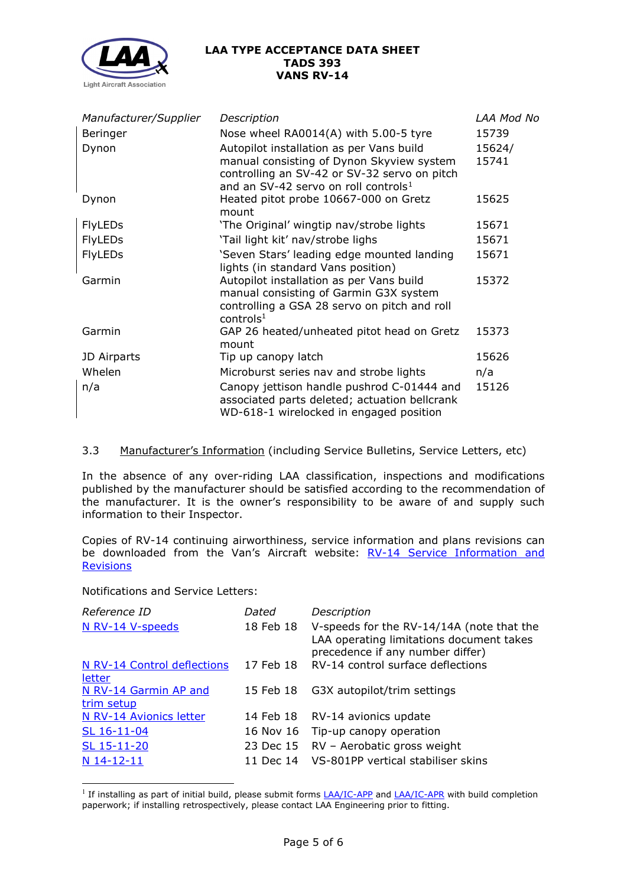| *Manufacturer/Supplier* | *Description* | *LAA Mod No* |
|---|---|---|
| Beringer | Nose wheel RA0014(A) with 5.00-5 tyre | 15739 |
| Dynon | Autopilot installation as per Vans build manual consisting of Dynon Skyview system controlling an SV-42 or SV-32 servo on pitch and an SV-42 servo on roll controls[1] | 15624/ 15741 |
| Dynon | Heated pitot probe 10667-000 on Gretz mount | 15625 |
| FlyLEDs | 'The Original' wingtip nav/strobe lights | 15671 |
| FlyLEDs | 'Tail light kit' nav/strobe lighs | 15671 |
| FlyLEDs | 'Seven Stars' leading edge mounted landing lights (in standard Vans position) | 15671 |
| Garmin | Autopilot installation as per Vans build manual consisting of Garmin G3X system controlling a GSA 28 servo on pitch and roll controls[1] | 15372 |
| Garmin | GAP 26 heated/unheated pitot head on Gretz mount | 15373 |
| JD Airparts | Tip up canopy latch | 15626 |
| Whelen | Microburst series nav and strobe lights | n/a |
| n/a | Canopy jettison handle pushrod C-01444 and associated parts deleted; actuation bellcrank WD-618-1 wirelocked in engaged position | 15126 |

3.3 Manufacturer's Information (including Service Bulletins, Service Letters, etc)

In the absence of any over-riding LAA classification, inspections and modifications published by the manufacturer should be satisfied according to the recommendation of the manufacturer. It is the owner's responsibility to be aware of and supply such information to their Inspector.

Copies of RV-14 continuing airworthiness, service information and plans revisions can be downloaded from the Van's Aircraft website: RV-14 Service Information and Revisions

Notifications and Service Letters:

| *Reference ID* | *Dated* | *Description* |
|---|---|---|
| N RV-14 V-speeds | 18 Feb 18 | V-speeds for the RV-14/14A (note that the LAA operating limitations document takes precedence if any number differ) |
| N RV-14 Control deflections letter | 17 Feb 18 | RV-14 control surface deflections |
| N RV-14 Garmin AP and trim setup | 15 Feb 18 | G3X autopilot/trim settings |
| N RV-14 Avionics letter | 14 Feb 18 | RV-14 avionics update |
| SL 16-11-04 | 16 Nov 16 | Tip-up canopy operation |
| SL 15-11-20 | 23 Dec 15 | RV – Aerobatic gross weight |
| N 14-12-11 | 11 Dec 14 | VS-801PP vertical stabiliser skins |

[1] If installing as part of initial build, please submit forms LAA/IC-APP and LAA/IC-APR with build completion paperwork; if installing retrospectively, please contact LAA Engineering prior to fitting.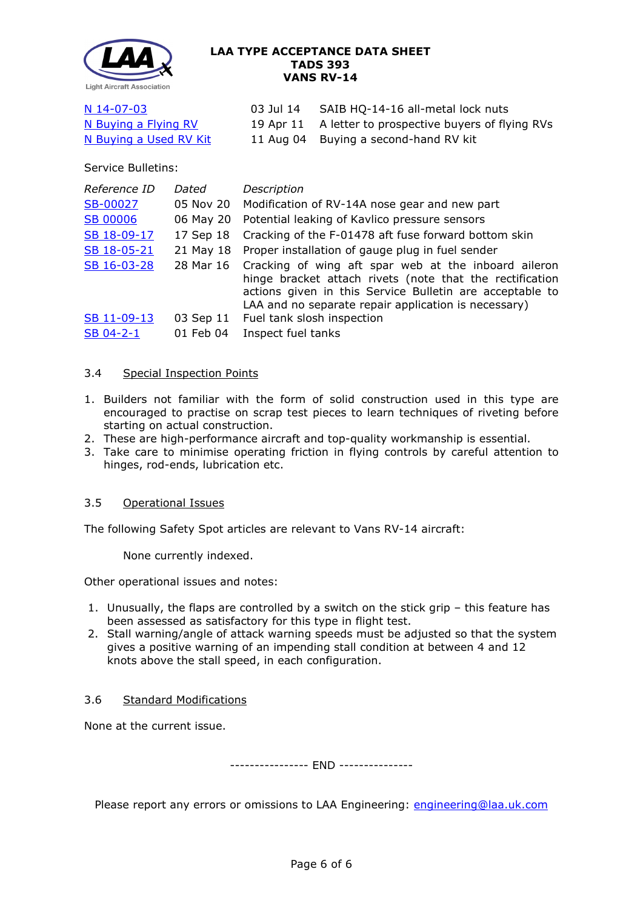| | | |
|---|---|---|
| N 14-07-03 | 03 Jul 14 | SAIB HQ-14-16 all-metal lock nuts |
| N Buying a Flying RV | 19 Apr 11 | A letter to prospective buyers of flying RVs |
| N Buying a Used RV Kit | 11 Aug 04 | Buying a second-hand RV kit |

Service Bulletins:

| *Reference ID* | *Dated* | *Description* |
|---|---|---|
| SB-00027 | 05 Nov 20 | Modification of RV-14A nose gear and new part |
| SB 00006 | 06 May 20 | Potential leaking of Kavlico pressure sensors |
| SB 18-09-17 | 17 Sep 18 | Cracking of the F-01478 aft fuse forward bottom skin |
| SB 18-05-21 | 21 May 18 | Proper installation of gauge plug in fuel sender |
| SB 16-03-28 | 28 Mar 16 | Cracking of wing aft spar web at the inboard aileron hinge bracket attach rivets (note that the rectification actions given in this Service Bulletin are acceptable to LAA and no separate repair application is necessary) |
| SB 11-09-13 | 03 Sep 11 | Fuel tank slosh inspection |
| SB 04-2-1 | 01 Feb 04 | Inspect fuel tanks |

### 3.4 Special Inspection Points

1. Builders not familiar with the form of solid construction used in this type are encouraged to practise on scrap test pieces to learn techniques of riveting before starting on actual construction.
2. These are high-performance aircraft and top-quality workmanship is essential.
3. Take care to minimise operating friction in flying controls by careful attention to hinges, rod-ends, lubrication etc.

### 3.5 Operational Issues

The following Safety Spot articles are relevant to Vans RV-14 aircraft:

None currently indexed.

Other operational issues and notes:

1. Unusually, the flaps are controlled by a switch on the stick grip – this feature has been assessed as satisfactory for this type in flight test.
2. Stall warning/angle of attack warning speeds must be adjusted so that the system gives a positive warning of an impending stall condition at between 4 and 12 knots above the stall speed, in each configuration.

### 3.6 Standard Modifications

None at the current issue.

---------------- END ---------------

Please report any errors or omissions to LAA Engineering: engineering@laa.uk.com